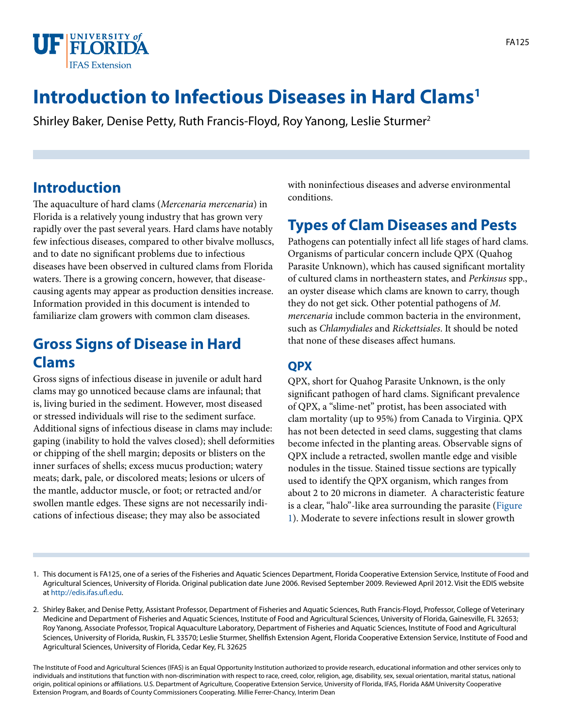# Introduction to Infectious Diseases in Hard Clams[1]

Shirley Baker, Denise Petty, Ruth Francis-Floyd, Roy Yanong, Leslie Sturmer[2]

## Introduction

The aquaculture of hard clams (*Mercenaria mercenaria*) in Florida is a relatively young industry that has grown very rapidly over the past several years. Hard clams have notably few infectious diseases, compared to other bivalve molluscs, and to date no significant problems due to infectious diseases have been observed in cultured clams from Florida waters. There is a growing concern, however, that disease-causing agents may appear as production densities increase. Information provided in this document is intended to familiarize clam growers with common clam diseases.

## Gross Signs of Disease in Hard Clams

Gross signs of infectious disease in juvenile or adult hard clams may go unnoticed because clams are infaunal; that is, living buried in the sediment. However, most diseased or stressed individuals will rise to the sediment surface. Additional signs of infectious disease in clams may include: gaping (inability to hold the valves closed); shell deformities or chipping of the shell margin; deposits or blisters on the inner surfaces of shells; excess mucus production; watery meats; dark, pale, or discolored meats; lesions or ulcers of the mantle, adductor muscle, or foot; or retracted and/or swollen mantle edges. These signs are not necessarily indications of infectious disease; they may also be associated with noninfectious diseases and adverse environmental conditions.

## Types of Clam Diseases and Pests

Pathogens can potentially infect all life stages of hard clams. Organisms of particular concern include QPX (Quahog Parasite Unknown), which has caused significant mortality of cultured clams in northeastern states, and *Perkinsus* spp., an oyster disease which clams are known to carry, though they do not get sick. Other potential pathogens of *M. mercenaria* include common bacteria in the environment, such as *Chlamydiales* and *Rickettsiales*. It should be noted that none of these diseases affect humans.

### QPX

QPX, short for Quahog Parasite Unknown, is the only significant pathogen of hard clams. Significant prevalence of QPX, a "slime-net" protist, has been associated with clam mortality (up to 95%) from Canada to Virginia. QPX has not been detected in seed clams, suggesting that clams become infected in the planting areas. Observable signs of QPX include a retracted, swollen mantle edge and visible nodules in the tissue. Stained tissue sections are typically used to identify the QPX organism, which ranges from about 2 to 20 microns in diameter. A characteristic feature is a clear, "halo"-like area surrounding the parasite (Figure 1). Moderate to severe infections result in slower growth

1. This document is FA125, one of a series of the Fisheries and Aquatic Sciences Department, Florida Cooperative Extension Service, Institute of Food and Agricultural Sciences, University of Florida. Original publication date June 2006. Revised September 2009. Reviewed April 2012. Visit the EDIS website at http://edis.ifas.ufl.edu.

2. Shirley Baker, and Denise Petty, Assistant Professor, Department of Fisheries and Aquatic Sciences, Ruth Francis-Floyd, Professor, College of Veterinary Medicine and Department of Fisheries and Aquatic Sciences, Institute of Food and Agricultural Sciences, University of Florida, Gainesville, FL 32653; Roy Yanong, Associate Professor, Tropical Aquaculture Laboratory, Department of Fisheries and Aquatic Sciences, Institute of Food and Agricultural Sciences, University of Florida, Ruskin, FL 33570; Leslie Sturmer, Shellfish Extension Agent, Florida Cooperative Extension Service, Institute of Food and Agricultural Sciences, University of Florida, Cedar Key, FL 32625

The Institute of Food and Agricultural Sciences (IFAS) is an Equal Opportunity Institution authorized to provide research, educational information and other services only to individuals and institutions that function with non-discrimination with respect to race, creed, color, religion, age, disability, sex, sexual orientation, marital status, national origin, political opinions or affiliations. U.S. Department of Agriculture, Cooperative Extension Service, University of Florida, IFAS, Florida A&M University Cooperative Extension Program, and Boards of County Commissioners Cooperating. Millie Ferrer-Chancy, Interim Dean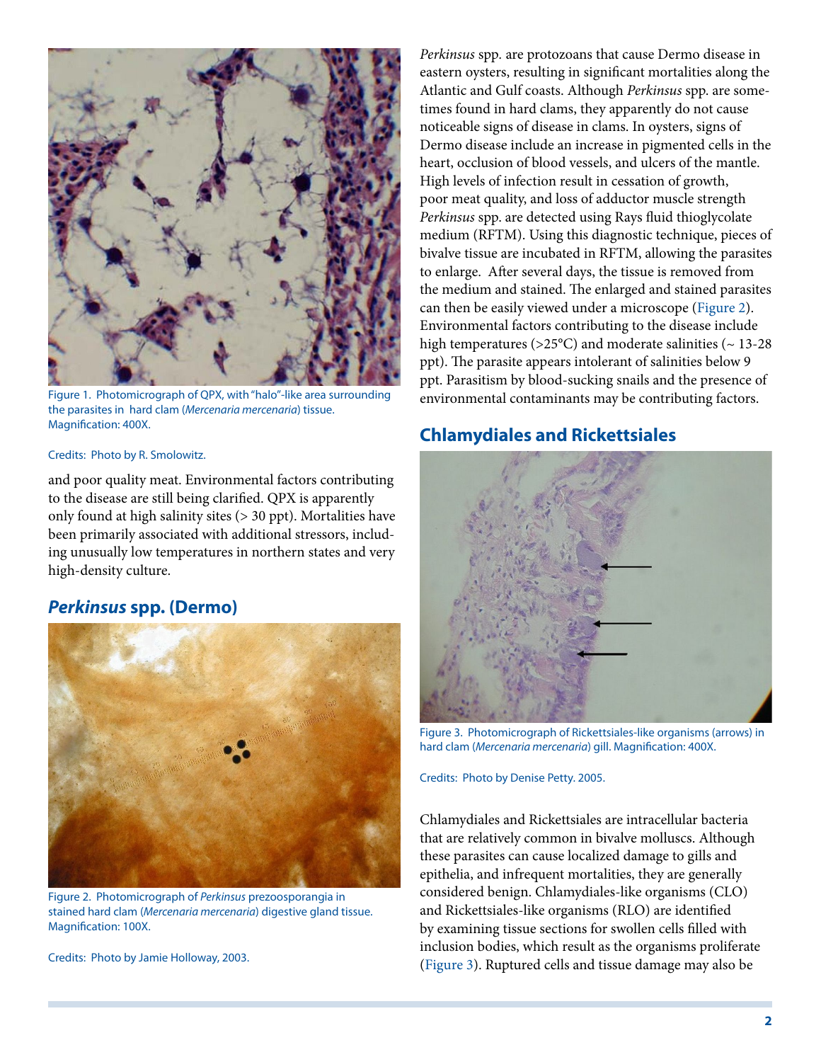Figure 1. Photomicrograph of QPX, with "halo"-like area surrounding the parasites in hard clam (*Mercenaria mercenaria*) tissue. Magnification: 400X.

Credits: Photo by R. Smolowitz.

and poor quality meat. Environmental factors contributing to the disease are still being clarified. QPX is apparently only found at high salinity sites (> 30 ppt). Mortalities have been primarily associated with additional stressors, including unusually low temperatures in northern states and very high-density culture.

## *Perkinsus* spp. (Dermo)

Figure 2. Photomicrograph of *Perkinsus* prezoosporangia in stained hard clam (*Mercenaria mercenaria*) digestive gland tissue. Magnification: 100X.

Credits: Photo by Jamie Holloway, 2003.

*Perkinsus* spp. are protozoans that cause Dermo disease in eastern oysters, resulting in significant mortalities along the Atlantic and Gulf coasts. Although *Perkinsus* spp. are sometimes found in hard clams, they apparently do not cause noticeable signs of disease in clams. In oysters, signs of Dermo disease include an increase in pigmented cells in the heart, occlusion of blood vessels, and ulcers of the mantle. High levels of infection result in cessation of growth, poor meat quality, and loss of adductor muscle strength *Perkinsus* spp. are detected using Rays fluid thioglycolate medium (RFTM). Using this diagnostic technique, pieces of bivalve tissue are incubated in RFTM, allowing the parasites to enlarge. After several days, the tissue is removed from the medium and stained. The enlarged and stained parasites can then be easily viewed under a microscope (Figure 2). Environmental factors contributing to the disease include high temperatures (>25°C) and moderate salinities (~ 13-28 ppt). The parasite appears intolerant of salinities below 9 ppt. Parasitism by blood-sucking snails and the presence of environmental contaminants may be contributing factors.

## Chlamydiales and Rickettsiales

Figure 3. Photomicrograph of Rickettsiales-like organisms (arrows) in hard clam (*Mercenaria mercenaria*) gill. Magnification: 400X.

Credits: Photo by Denise Petty. 2005.

Chlamydiales and Rickettsiales are intracellular bacteria that are relatively common in bivalve molluscs. Although these parasites can cause localized damage to gills and epithelia, and infrequent mortalities, they are generally considered benign. Chlamydiales-like organisms (CLO) and Rickettsiales-like organisms (RLO) are identified by examining tissue sections for swollen cells filled with inclusion bodies, which result as the organisms proliferate (Figure 3). Ruptured cells and tissue damage may also be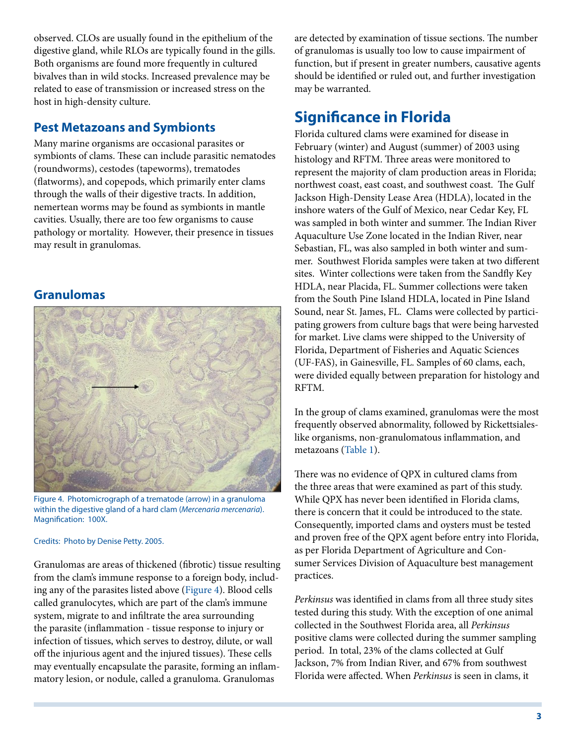observed. CLOs are usually found in the epithelium of the digestive gland, while RLOs are typically found in the gills. Both organisms are found more frequently in cultured bivalves than in wild stocks. Increased prevalence may be related to ease of transmission or increased stress on the host in high-density culture.

## Pest Metazoans and Symbionts

Many marine organisms are occasional parasites or symbionts of clams. These can include parasitic nematodes (roundworms), cestodes (tapeworms), trematodes (flatworms), and copepods, which primarily enter clams through the walls of their digestive tracts. In addition, nemertean worms may be found as symbionts in mantle cavities. Usually, there are too few organisms to cause pathology or mortality. However, their presence in tissues may result in granulomas.

## Granulomas

Figure 4. Photomicrograph of a trematode (arrow) in a granuloma within the digestive gland of a hard clam (*Mercenaria mercenaria*). Magnification: 100X.

Credits: Photo by Denise Petty. 2005.

Granulomas are areas of thickened (fibrotic) tissue resulting from the clam's immune response to a foreign body, including any of the parasites listed above (Figure 4). Blood cells called granulocytes, which are part of the clam's immune system, migrate to and infiltrate the area surrounding the parasite (inflammation - tissue response to injury or infection of tissues, which serves to destroy, dilute, or wall off the injurious agent and the injured tissues). These cells may eventually encapsulate the parasite, forming an inflammatory lesion, or nodule, called a granuloma. Granulomas are detected by examination of tissue sections. The number of granulomas is usually too low to cause impairment of function, but if present in greater numbers, causative agents should be identified or ruled out, and further investigation may be warranted.

# Significance in Florida

Florida cultured clams were examined for disease in February (winter) and August (summer) of 2003 using histology and RFTM. Three areas were monitored to represent the majority of clam production areas in Florida; northwest coast, east coast, and southwest coast. The Gulf Jackson High-Density Lease Area (HDLA), located in the inshore waters of the Gulf of Mexico, near Cedar Key, FL was sampled in both winter and summer. The Indian River Aquaculture Use Zone located in the Indian River, near Sebastian, FL, was also sampled in both winter and summer. Southwest Florida samples were taken at two different sites. Winter collections were taken from the Sandfly Key HDLA, near Placida, FL. Summer collections were taken from the South Pine Island HDLA, located in Pine Island Sound, near St. James, FL. Clams were collected by participating growers from culture bags that were being harvested for market. Live clams were shipped to the University of Florida, Department of Fisheries and Aquatic Sciences (UF-FAS), in Gainesville, FL. Samples of 60 clams, each, were divided equally between preparation for histology and RFTM.

In the group of clams examined, granulomas were the most frequently observed abnormality, followed by Rickettsiales-like organisms, non-granulomatous inflammation, and metazoans (Table 1).

There was no evidence of QPX in cultured clams from the three areas that were examined as part of this study. While QPX has never been identified in Florida clams, there is concern that it could be introduced to the state. Consequently, imported clams and oysters must be tested and proven free of the QPX agent before entry into Florida, as per Florida Department of Agriculture and Consumer Services Division of Aquaculture best management practices.

*Perkinsus* was identified in clams from all three study sites tested during this study. With the exception of one animal collected in the Southwest Florida area, all *Perkinsus* positive clams were collected during the summer sampling period. In total, 23% of the clams collected at Gulf Jackson, 7% from Indian River, and 67% from southwest Florida were affected. When *Perkinsus* is seen in clams, it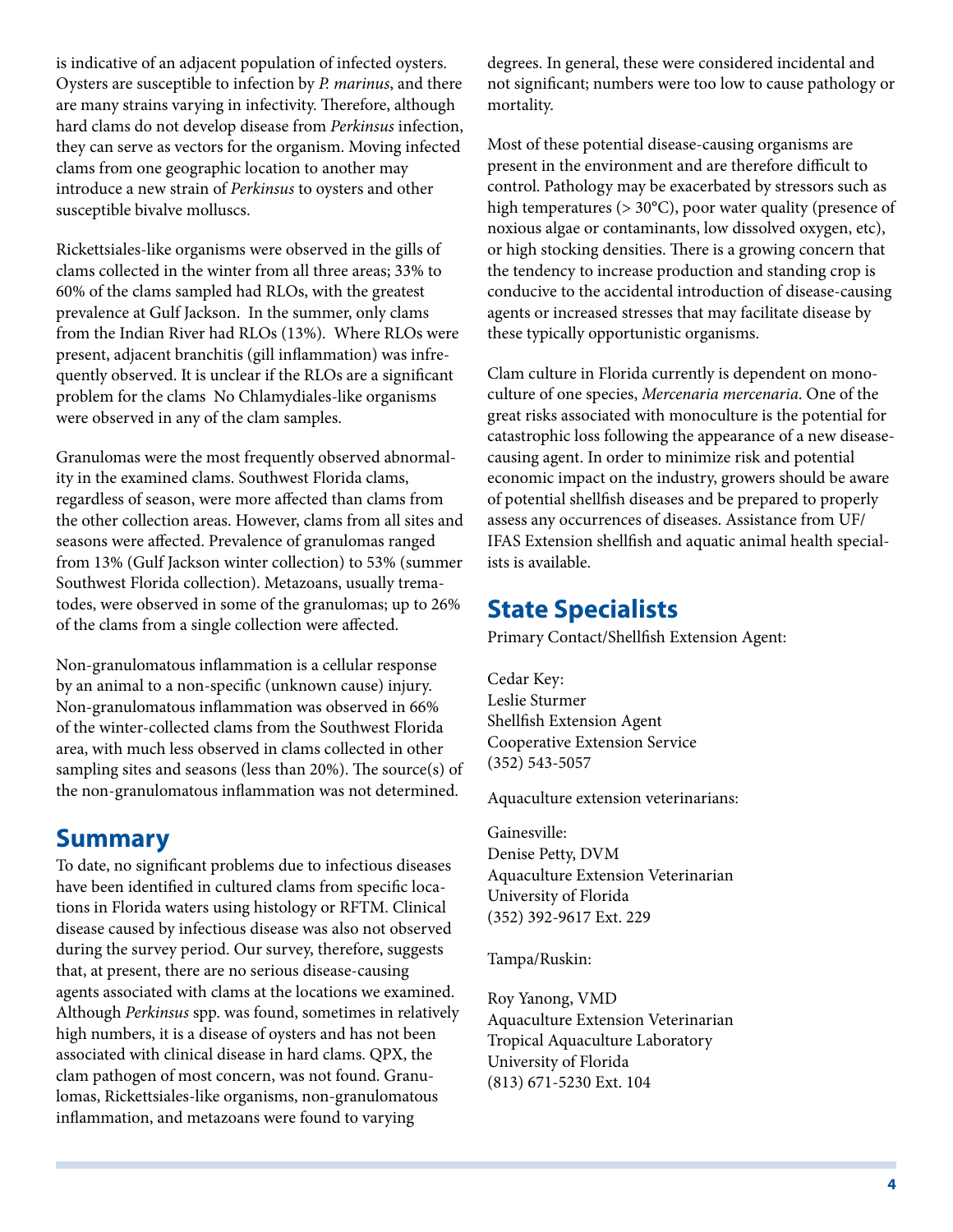is indicative of an adjacent population of infected oysters. Oysters are susceptible to infection by *P. marinus*, and there are many strains varying in infectivity. Therefore, although hard clams do not develop disease from *Perkinsus* infection, they can serve as vectors for the organism. Moving infected clams from one geographic location to another may introduce a new strain of *Perkinsus* to oysters and other susceptible bivalve molluscs.

Rickettsiales-like organisms were observed in the gills of clams collected in the winter from all three areas; 33% to 60% of the clams sampled had RLOs, with the greatest prevalence at Gulf Jackson. In the summer, only clams from the Indian River had RLOs (13%). Where RLOs were present, adjacent branchitis (gill inflammation) was infrequently observed. It is unclear if the RLOs are a significant problem for the clams No Chlamydiales-like organisms were observed in any of the clam samples.

Granulomas were the most frequently observed abnormality in the examined clams. Southwest Florida clams, regardless of season, were more affected than clams from the other collection areas. However, clams from all sites and seasons were affected. Prevalence of granulomas ranged from 13% (Gulf Jackson winter collection) to 53% (summer Southwest Florida collection). Metazoans, usually trematodes, were observed in some of the granulomas; up to 26% of the clams from a single collection were affected.

Non-granulomatous inflammation is a cellular response by an animal to a non-specific (unknown cause) injury. Non-granulomatous inflammation was observed in 66% of the winter-collected clams from the Southwest Florida area, with much less observed in clams collected in other sampling sites and seasons (less than 20%). The source(s) of the non-granulomatous inflammation was not determined.

## Summary

To date, no significant problems due to infectious diseases have been identified in cultured clams from specific locations in Florida waters using histology or RFTM. Clinical disease caused by infectious disease was also not observed during the survey period. Our survey, therefore, suggests that, at present, there are no serious disease-causing agents associated with clams at the locations we examined. Although *Perkinsus* spp. was found, sometimes in relatively high numbers, it is a disease of oysters and has not been associated with clinical disease in hard clams. QPX, the clam pathogen of most concern, was not found. Granulomas, Rickettsiales-like organisms, non-granulomatous inflammation, and metazoans were found to varying degrees. In general, these were considered incidental and not significant; numbers were too low to cause pathology or mortality.

Most of these potential disease-causing organisms are present in the environment and are therefore difficult to control. Pathology may be exacerbated by stressors such as high temperatures (> 30°C), poor water quality (presence of noxious algae or contaminants, low dissolved oxygen, etc), or high stocking densities. There is a growing concern that the tendency to increase production and standing crop is conducive to the accidental introduction of disease-causing agents or increased stresses that may facilitate disease by these typically opportunistic organisms.

Clam culture in Florida currently is dependent on monoculture of one species, *Mercenaria mercenaria*. One of the great risks associated with monoculture is the potential for catastrophic loss following the appearance of a new disease-causing agent. In order to minimize risk and potential economic impact on the industry, growers should be aware of potential shellfish diseases and be prepared to properly assess any occurrences of diseases. Assistance from UF/IFAS Extension shellfish and aquatic animal health specialists is available.

## State Specialists

Primary Contact/Shellfish Extension Agent:

Cedar Key:
Leslie Sturmer
Shellfish Extension Agent
Cooperative Extension Service
(352) 543-5057

Aquaculture extension veterinarians:

Gainesville:
Denise Petty, DVM
Aquaculture Extension Veterinarian
University of Florida
(352) 392-9617 Ext. 229

Tampa/Ruskin:

Roy Yanong, VMD
Aquaculture Extension Veterinarian
Tropical Aquaculture Laboratory
University of Florida
(813) 671-5230 Ext. 104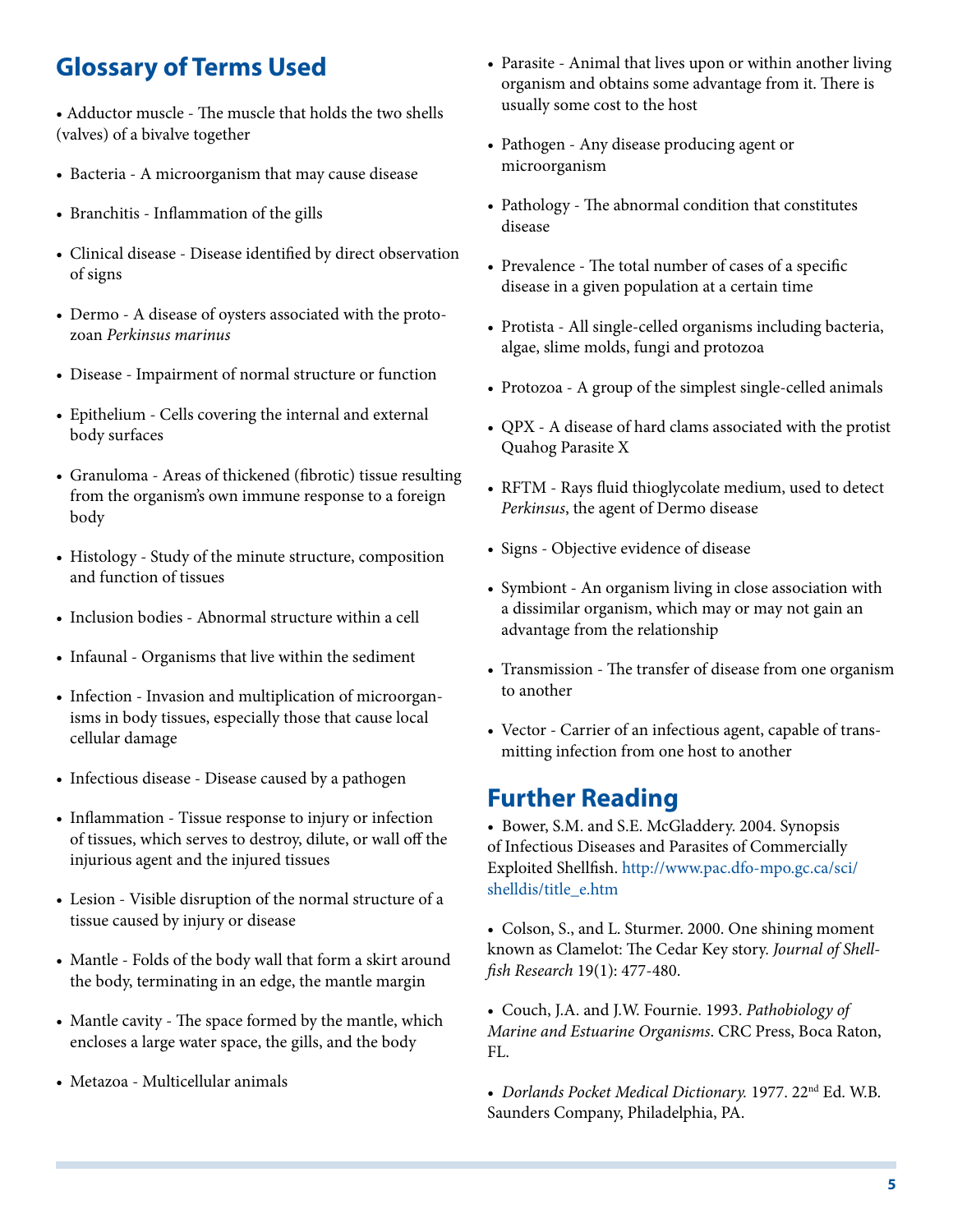## Glossary of Terms Used

- Adductor muscle - The muscle that holds the two shells (valves) of a bivalve together
- Bacteria - A microorganism that may cause disease
- Branchitis - Inflammation of the gills
- Clinical disease - Disease identified by direct observation of signs
- Dermo - A disease of oysters associated with the protozoan *Perkinsus marinus*
- Disease - Impairment of normal structure or function
- Epithelium - Cells covering the internal and external body surfaces
- Granuloma - Areas of thickened (fibrotic) tissue resulting from the organism's own immune response to a foreign body
- Histology - Study of the minute structure, composition and function of tissues
- Inclusion bodies - Abnormal structure within a cell
- Infaunal - Organisms that live within the sediment
- Infection - Invasion and multiplication of microorganisms in body tissues, especially those that cause local cellular damage
- Infectious disease - Disease caused by a pathogen
- Inflammation - Tissue response to injury or infection of tissues, which serves to destroy, dilute, or wall off the injurious agent and the injured tissues
- Lesion - Visible disruption of the normal structure of a tissue caused by injury or disease
- Mantle - Folds of the body wall that form a skirt around the body, terminating in an edge, the mantle margin
- Mantle cavity - The space formed by the mantle, which encloses a large water space, the gills, and the body
- Metazoa - Multicellular animals
- Parasite - Animal that lives upon or within another living organism and obtains some advantage from it. There is usually some cost to the host
- Pathogen - Any disease producing agent or microorganism
- Pathology - The abnormal condition that constitutes disease
- Prevalence - The total number of cases of a specific disease in a given population at a certain time
- Protista - All single-celled organisms including bacteria, algae, slime molds, fungi and protozoa
- Protozoa - A group of the simplest single-celled animals
- QPX - A disease of hard clams associated with the protist Quahog Parasite X
- RFTM - Rays fluid thioglycolate medium, used to detect *Perkinsus*, the agent of Dermo disease
- Signs - Objective evidence of disease
- Symbiont - An organism living in close association with a dissimilar organism, which may or may not gain an advantage from the relationship
- Transmission - The transfer of disease from one organism to another
- Vector - Carrier of an infectious agent, capable of transmitting infection from one host to another

## Further Reading

- Bower, S.M. and S.E. McGladdery. 2004. Synopsis of Infectious Diseases and Parasites of Commercially Exploited Shellfish. http://www.pac.dfo-mpo.gc.ca/sci/shelldis/title_e.htm
- Colson, S., and L. Sturmer. 2000. One shining moment known as Clamelot: The Cedar Key story. *Journal of Shellfish Research* 19(1): 477-480.
- Couch, J.A. and J.W. Fournie. 1993. *Pathobiology of Marine and Estuarine Organisms*. CRC Press, Boca Raton, FL.
- *Dorlands Pocket Medical Dictionary.* 1977. 22nd Ed. W.B. Saunders Company, Philadelphia, PA.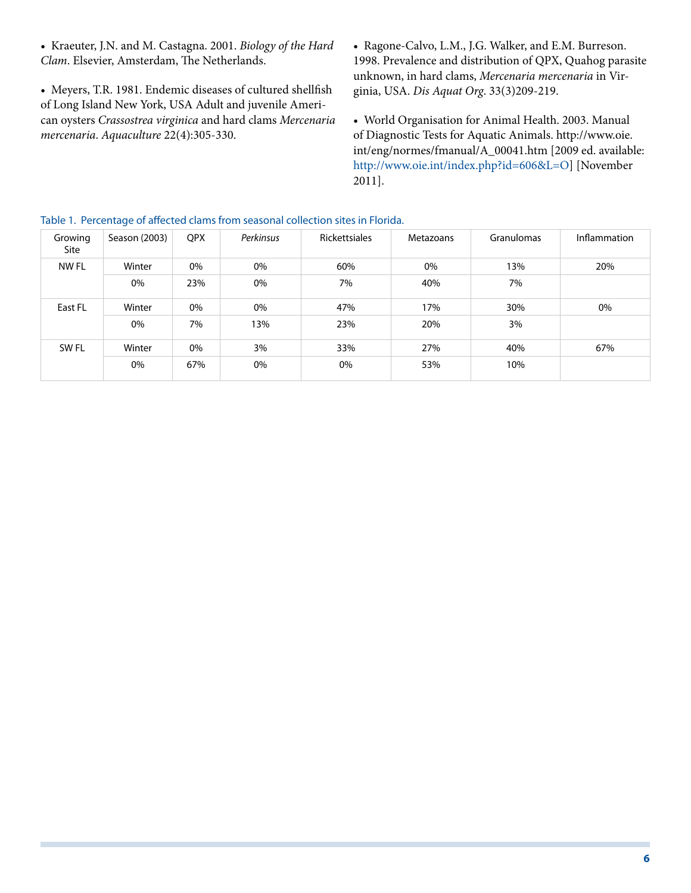- Kraeuter, J.N. and M. Castagna. 2001. *Biology of the Hard Clam*. Elsevier, Amsterdam, The Netherlands.

- Meyers, T.R. 1981. Endemic diseases of cultured shellfish of Long Island New York, USA Adult and juvenile American oysters *Crassostrea virginica* and hard clams *Mercenaria mercenaria*. *Aquaculture* 22(4):305-330.

- Ragone-Calvo, L.M., J.G. Walker, and E.M. Burreson. 1998. Prevalence and distribution of QPX, Quahog parasite unknown, in hard clams, *Mercenaria mercenaria* in Virginia, USA. *Dis Aquat Org*. 33(3)209-219.

- World Organisation for Animal Health. 2003. Manual of Diagnostic Tests for Aquatic Animals. http://www.oie.int/eng/normes/fmanual/A_00041.htm [2009 ed. available: http://www.oie.int/index.php?id=606&L=O] [November 2011].

Table 1. Percentage of affected clams from seasonal collection sites in Florida.

| Growing Site | Season (2003) | QPX | *Perkinsus* | Rickettsiales | Metazoans | Granulomas | Inflammation |
|---|---|---|---|---|---|---|---|
| NW FL | Winter | 0% | 0% | 60% | 0% | 13% | 20% |
| | 0% | 23% | 0% | 7% | 40% | 7% | |
| East FL | Winter | 0% | 0% | 47% | 17% | 30% | 0% |
| | 0% | 7% | 13% | 23% | 20% | 3% | |
| SW FL | Winter | 0% | 3% | 33% | 27% | 40% | 67% |
| | 0% | 67% | 0% | 0% | 53% | 10% | |